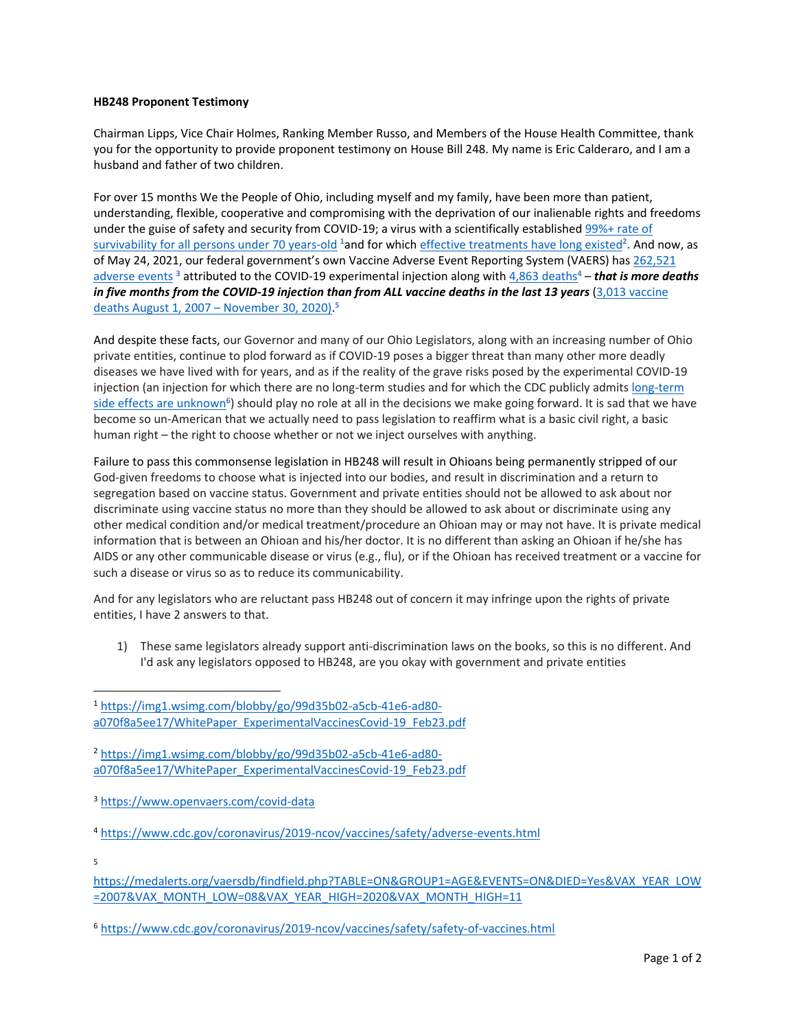**HB248 Proponent Testimony**

Chairman Lipps, Vice Chair Holmes, Ranking Member Russo, and Members of the House Health Committee, thank you for the opportunity to provide proponent testimony on House Bill 248. My name is Eric Calderaro, and I am a husband and father of two children.

For over 15 months We the People of Ohio, including myself and my family, have been more than patient, understanding, flexible, cooperative and compromising with the deprivation of our inalienable rights and freedoms under the guise of safety and security from COVID-19; a virus with a scientifically established 99%+ rate of survivability for all persons under 70 years-old [1] and for which effective treatments have long existed[2]. And now, as of May 24, 2021, our federal government's own Vaccine Adverse Event Reporting System (VAERS) has 262,521 adverse events [3] attributed to the COVID-19 experimental injection along with 4,863 deaths[4] – ***that is more deaths in five months from the COVID-19 injection than from ALL vaccine deaths in the last 13 years*** (3,013 vaccine deaths August 1, 2007 – November 30, 2020).[5]

And despite these facts, our Governor and many of our Ohio Legislators, along with an increasing number of Ohio private entities, continue to plod forward as if COVID-19 poses a bigger threat than many other more deadly diseases we have lived with for years, and as if the reality of the grave risks posed by the experimental COVID-19 injection (an injection for which there are no long-term studies and for which the CDC publicly admits long-term side effects are unknown[6]) should play no role at all in the decisions we make going forward. It is sad that we have become so un-American that we actually need to pass legislation to reaffirm what is a basic civil right, a basic human right – the right to choose whether or not we inject ourselves with anything.

Failure to pass this commonsense legislation in HB248 will result in Ohioans being permanently stripped of our God-given freedoms to choose what is injected into our bodies, and result in discrimination and a return to segregation based on vaccine status. Government and private entities should not be allowed to ask about nor discriminate using vaccine status no more than they should be allowed to ask about or discriminate using any other medical condition and/or medical treatment/procedure an Ohioan may or may not have. It is private medical information that is between an Ohioan and his/her doctor. It is no different than asking an Ohioan if he/she has AIDS or any other communicable disease or virus (e.g., flu), or if the Ohioan has received treatment or a vaccine for such a disease or virus so as to reduce its communicability.

And for any legislators who are reluctant pass HB248 out of concern it may infringe upon the rights of private entities, I have 2 answers to that.

1) These same legislators already support anti-discrimination laws on the books, so this is no different. And I'd ask any legislators opposed to HB248, are you okay with government and private entities

---

[1] https://img1.wsimg.com/blobby/go/99d35b02-a5cb-41e6-ad80-a070f8a5ee17/WhitePaper_ExperimentalVaccinesCovid-19_Feb23.pdf

[2] https://img1.wsimg.com/blobby/go/99d35b02-a5cb-41e6-ad80-a070f8a5ee17/WhitePaper_ExperimentalVaccinesCovid-19_Feb23.pdf

[3] https://www.openvaers.com/covid-data

[4] https://www.cdc.gov/coronavirus/2019-ncov/vaccines/safety/adverse-events.html

[5] https://medalerts.org/vaersdb/findfield.php?TABLE=ON&GROUP1=AGE&EVENTS=ON&DIED=Yes&VAX_YEAR_LOW=2007&VAX_MONTH_LOW=08&VAX_YEAR_HIGH=2020&VAX_MONTH_HIGH=11

[6] https://www.cdc.gov/coronavirus/2019-ncov/vaccines/safety/safety-of-vaccines.html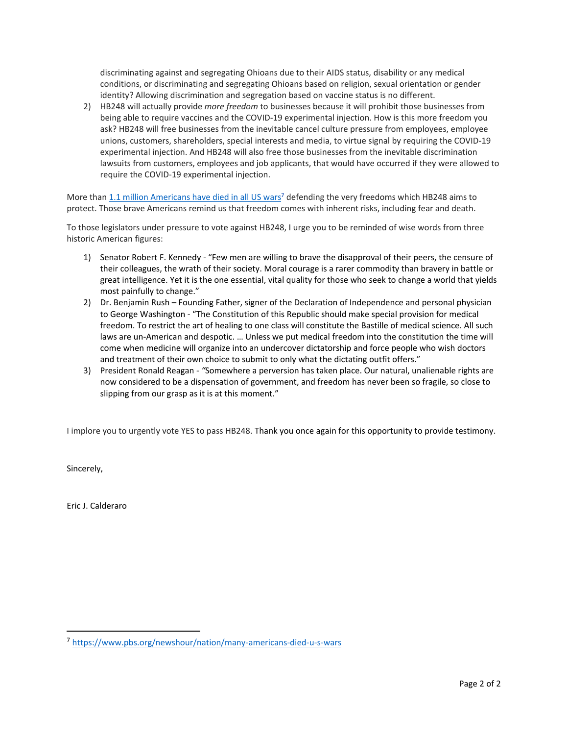discriminating against and segregating Ohioans due to their AIDS status, disability or any medical conditions, or discriminating and segregating Ohioans based on religion, sexual orientation or gender identity? Allowing discrimination and segregation based on vaccine status is no different.

2) HB248 will actually provide *more freedom* to businesses because it will prohibit those businesses from being able to require vaccines and the COVID-19 experimental injection. How is this more freedom you ask? HB248 will free businesses from the inevitable cancel culture pressure from employees, employee unions, customers, shareholders, special interests and media, to virtue signal by requiring the COVID-19 experimental injection. And HB248 will also free those businesses from the inevitable discrimination lawsuits from customers, employees and job applicants, that would have occurred if they were allowed to require the COVID-19 experimental injection.

More than [1.1 million Americans have died in all US wars](https://www.pbs.org/newshour/nation/many-americans-died-u-s-wars)[7] defending the very freedoms which HB248 aims to protect. Those brave Americans remind us that freedom comes with inherent risks, including fear and death.

To those legislators under pressure to vote against HB248, I urge you to be reminded of wise words from three historic American figures:

1) Senator Robert F. Kennedy - "Few men are willing to brave the disapproval of their peers, the censure of their colleagues, the wrath of their society. Moral courage is a rarer commodity than bravery in battle or great intelligence. Yet it is the one essential, vital quality for those who seek to change a world that yields most painfully to change."
2) Dr. Benjamin Rush – Founding Father, signer of the Declaration of Independence and personal physician to George Washington - "The Constitution of this Republic should make special provision for medical freedom. To restrict the art of healing to one class will constitute the Bastille of medical science. All such laws are un-American and despotic. … Unless we put medical freedom into the constitution the time will come when medicine will organize into an undercover dictatorship and force people who wish doctors and treatment of their own choice to submit to only what the dictating outfit offers."
3) President Ronald Reagan - "Somewhere a perversion has taken place. Our natural, unalienable rights are now considered to be a dispensation of government, and freedom has never been so fragile, so close to slipping from our grasp as it is at this moment."

I implore you to urgently vote YES to pass HB248. Thank you once again for this opportunity to provide testimony.

Sincerely,

Eric J. Calderaro

---

[7] https://www.pbs.org/newshour/nation/many-americans-died-u-s-wars